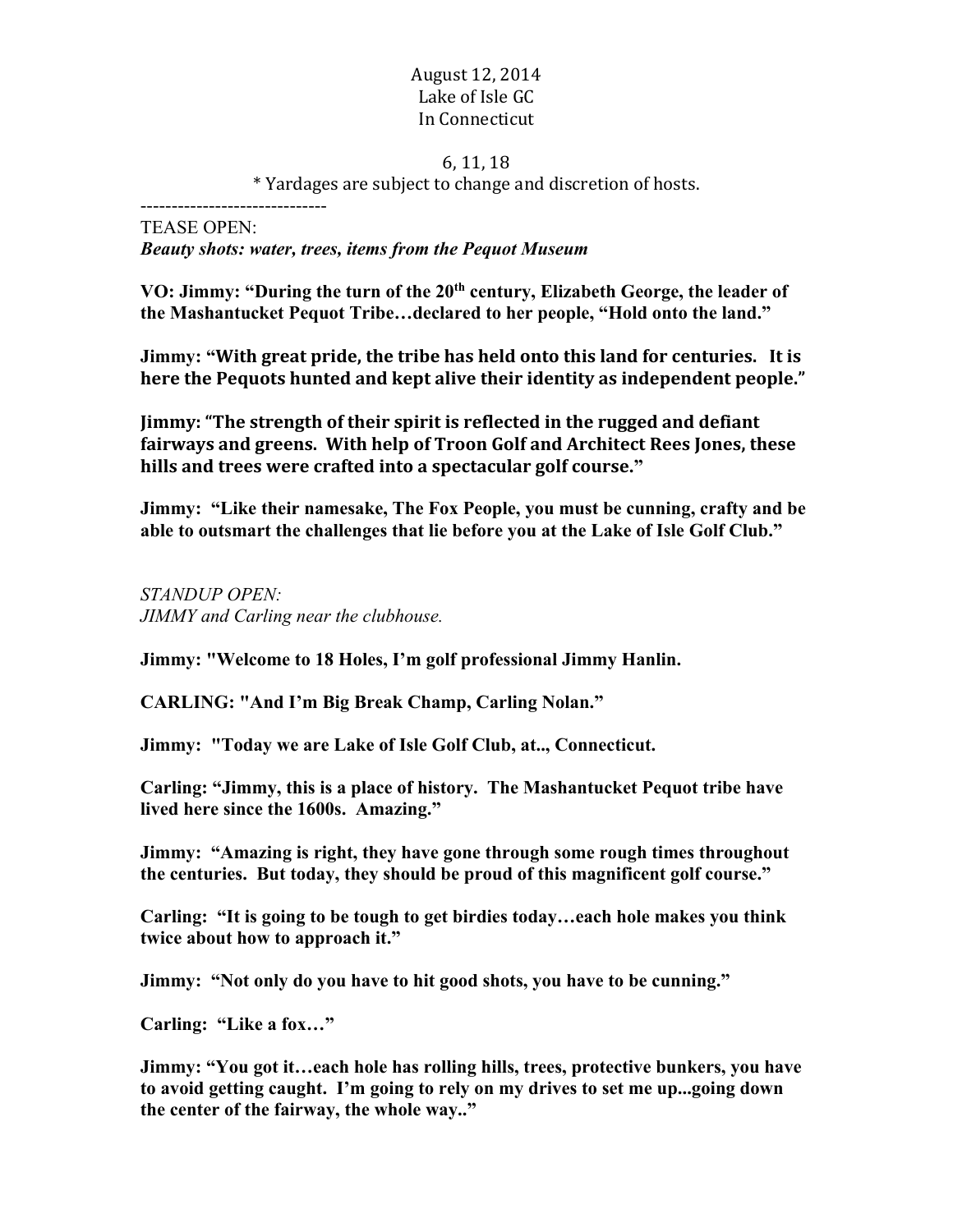August 12, 2014
Lake of Isle GC
In Connecticut

6, 11, 18
* Yardages are subject to change and discretion of hosts.

------------------------------

TEASE OPEN:
***Beauty shots: water, trees, items from the Pequot Museum***

**VO: Jimmy: "During the turn of the 20th century, Elizabeth George, the leader of the Mashantucket Pequot Tribe…declared to her people, "Hold onto the land."**

**Jimmy: "With great pride, the tribe has held onto this land for centuries. It is here the Pequots hunted and kept alive their identity as independent people."**

**Jimmy: "The strength of their spirit is reflected in the rugged and defiant fairways and greens. With help of Troon Golf and Architect Rees Jones, these hills and trees were crafted into a spectacular golf course."**

**Jimmy: "Like their namesake, The Fox People, you must be cunning, crafty and be able to outsmart the challenges that lie before you at the Lake of Isle Golf Club."**

*STANDUP OPEN:*
*JIMMY and Carling near the clubhouse.*

**Jimmy: "Welcome to 18 Holes, I'm golf professional Jimmy Hanlin.**

**CARLING: "And I'm Big Break Champ, Carling Nolan."**

**Jimmy: "Today we are Lake of Isle Golf Club, at.., Connecticut.**

**Carling: "Jimmy, this is a place of history. The Mashantucket Pequot tribe have lived here since the 1600s. Amazing."**

**Jimmy: "Amazing is right, they have gone through some rough times throughout the centuries. But today, they should be proud of this magnificent golf course."**

**Carling: "It is going to be tough to get birdies today…each hole makes you think twice about how to approach it."**

**Jimmy: "Not only do you have to hit good shots, you have to be cunning."**

**Carling: "Like a fox…"**

**Jimmy: "You got it…each hole has rolling hills, trees, protective bunkers, you have to avoid getting caught. I'm going to rely on my drives to set me up...going down the center of the fairway, the whole way.."**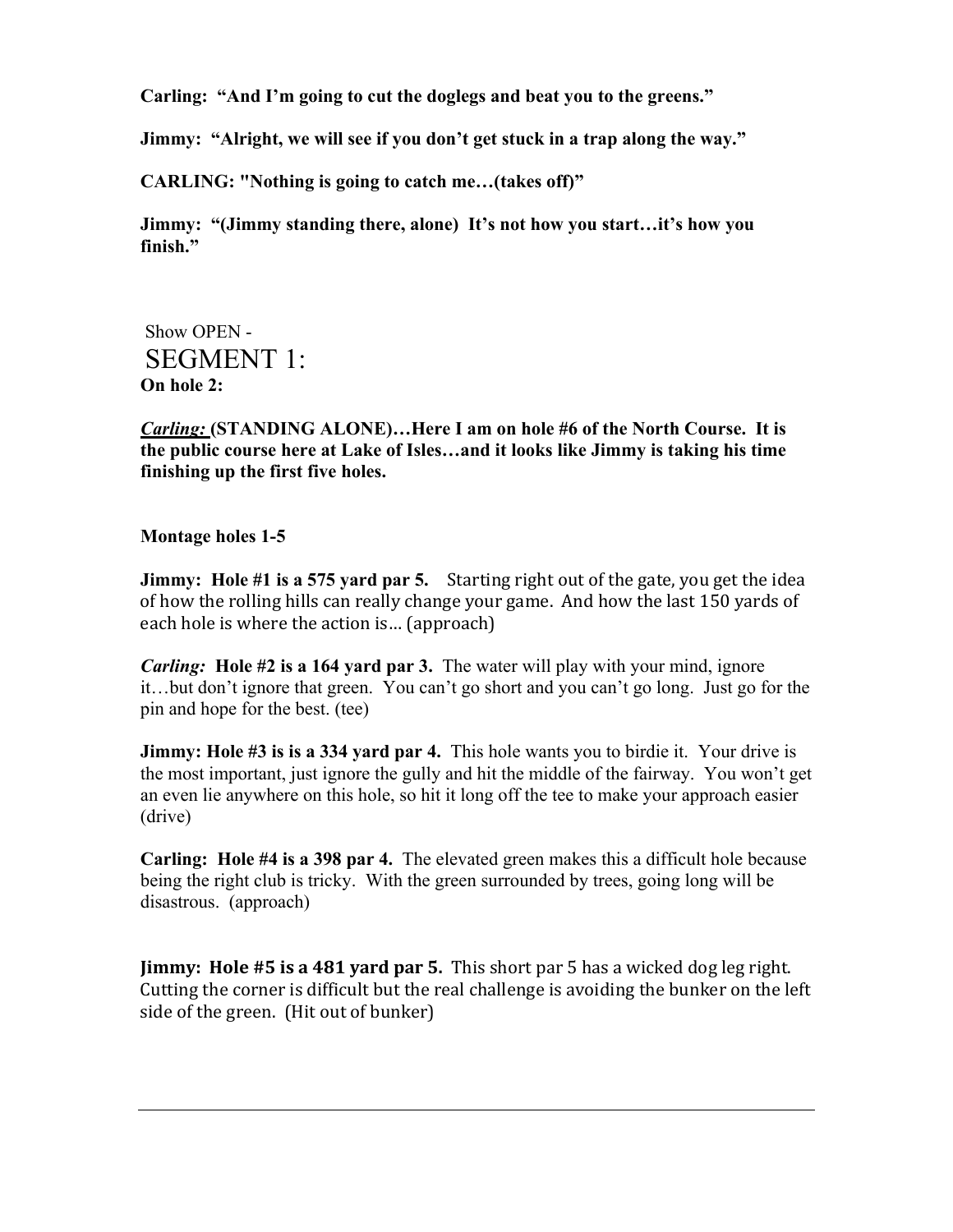**Carling: "And I'm going to cut the doglegs and beat you to the greens."**

**Jimmy: "Alright, we will see if you don't get stuck in a trap along the way."**

**CARLING: "Nothing is going to catch me…(takes off)"**

**Jimmy: "(Jimmy standing there, alone) It's not how you start…it's how you finish."**

Show OPEN -

SEGMENT 1:

**On hole 2:**

***Carling:*** **(STANDING ALONE)…Here I am on hole #6 of the North Course. It is the public course here at Lake of Isles…and it looks like Jimmy is taking his time finishing up the first five holes.**

**Montage holes 1-5**

**Jimmy: Hole #1 is a 575 yard par 5.** Starting right out of the gate, you get the idea of how the rolling hills can really change your game. And how the last 150 yards of each hole is where the action is… (approach)

***Carling:*** **Hole #2 is a 164 yard par 3.** The water will play with your mind, ignore it…but don't ignore that green. You can't go short and you can't go long. Just go for the pin and hope for the best. (tee)

**Jimmy: Hole #3 is is a 334 yard par 4.** This hole wants you to birdie it. Your drive is the most important, just ignore the gully and hit the middle of the fairway. You won't get an even lie anywhere on this hole, so hit it long off the tee to make your approach easier (drive)

**Carling: Hole #4 is a 398 par 4.** The elevated green makes this a difficult hole because being the right club is tricky. With the green surrounded by trees, going long will be disastrous. (approach)

**Jimmy: Hole #5 is a 481 yard par 5.** This short par 5 has a wicked dog leg right. Cutting the corner is difficult but the real challenge is avoiding the bunker on the left side of the green. (Hit out of bunker)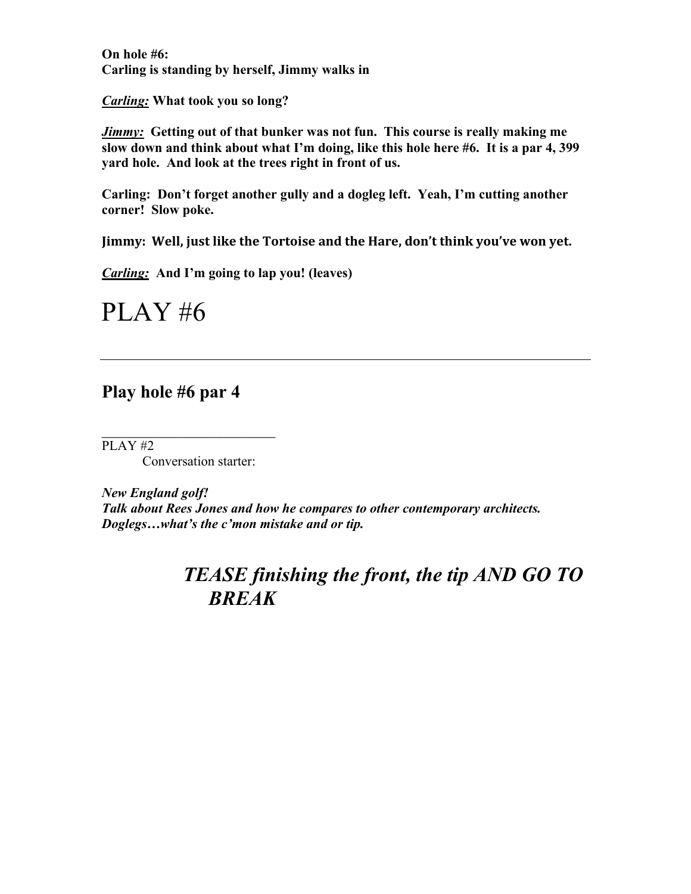**On hole #6:**
**Carling is standing by herself, Jimmy walks in**

***Carling:*** **What took you so long?**

***Jimmy:*** **Getting out of that bunker was not fun. This course is really making me slow down and think about what I'm doing, like this hole here #6. It is a par 4, 399 yard hole. And look at the trees right in front of us.**

**Carling: Don't forget another gully and a dogleg left. Yeah, I'm cutting another corner! Slow poke.**

**Jimmy: Well, just like the Tortoise and the Hare, don't think you've won yet.**

***Carling:*** **And I'm going to lap you! (leaves)**

# PLAY #6

---

## Play hole #6 par 4

---

PLAY #2

Conversation starter:

***New England golf!***
***Talk about Rees Jones and how he compares to other contemporary architects.***
***Doglegs…what's the c'mon mistake and or tip.***

## *TEASE finishing the front, the tip AND GO TO BREAK*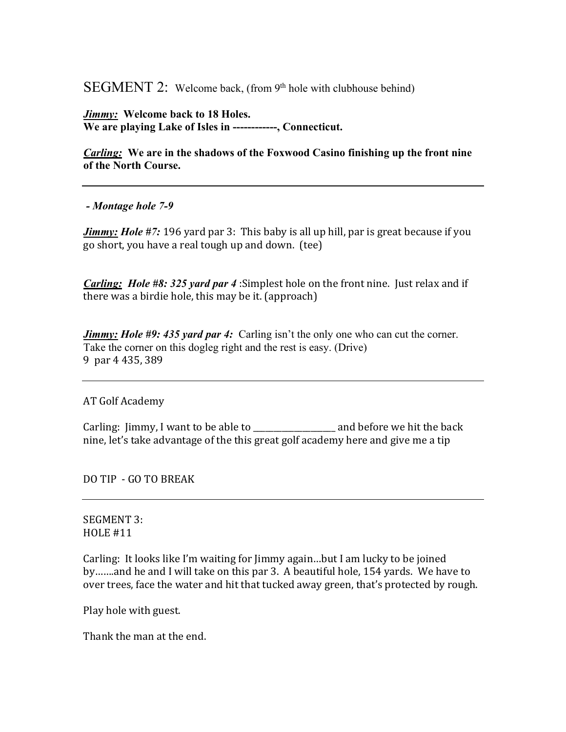SEGMENT 2: Welcome back, (from 9th hole with clubhouse behind)

***Jimmy:*** **Welcome back to 18 Holes.**
**We are playing Lake of Isles in ------------, Connecticut.**

***Carling:*** **We are in the shadows of the Foxwood Casino finishing up the front nine of the North Course.**

---

***- Montage hole 7-9***

***Jimmy:* *Hole #7:*** 196 yard par 3: This baby is all up hill, par is great because if you go short, you have a real tough up and down. (tee)

***Carling:* *Hole #8: 325 yard par 4*** :Simplest hole on the front nine. Just relax and if there was a birdie hole, this may be it. (approach)

***Jimmy:* *Hole #9: 435 yard par 4:*** Carling isn't the only one who can cut the corner. Take the corner on this dogleg right and the rest is easy. (Drive)
9 par 4 435, 389

---

AT Golf Academy

Carling: Jimmy, I want to be able to ___________________ and before we hit the back nine, let's take advantage of the this great golf academy here and give me a tip

DO TIP - GO TO BREAK

---

SEGMENT 3:
HOLE #11

Carling: It looks like I'm waiting for Jimmy again…but I am lucky to be joined by…….and he and I will take on this par 3. A beautiful hole, 154 yards. We have to over trees, face the water and hit that tucked away green, that's protected by rough.

Play hole with guest.

Thank the man at the end.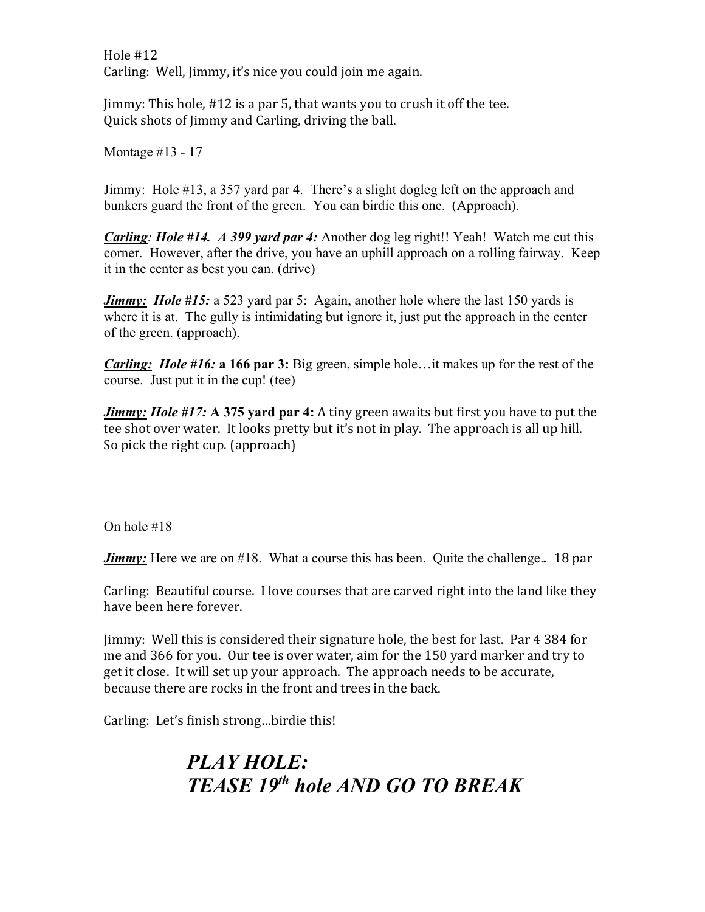Hole #12
Carling: Well, Jimmy, it's nice you could join me again.

Jimmy: This hole, #12 is a par 5, that wants you to crush it off the tee.
Quick shots of Jimmy and Carling, driving the ball.

Montage #13 - 17

Jimmy: Hole #13, a 357 yard par 4. There's a slight dogleg left on the approach and bunkers guard the front of the green. You can birdie this one. (Approach).

***<u>Carling</u>**: **Hole #14. A 399 yard par 4:*** Another dog leg right!! Yeah! Watch me cut this corner. However, after the drive, you have an uphill approach on a rolling fairway. Keep it in the center as best you can. (drive)

***<u>Jimmy:</u> Hole #15:*** a 523 yard par 5: Again, another hole where the last 150 yards is where it is at. The gully is intimidating but ignore it, just put the approach in the center of the green. (approach).

***<u>Carling:</u> Hole #16:* a 166 par 3:** Big green, simple hole…it makes up for the rest of the course. Just put it in the cup! (tee)

***<u>Jimmy:</u> Hole #17:* A 375 yard par 4:** A tiny green awaits but first you have to put the tee shot over water. It looks pretty but it's not in play. The approach is all up hill. So pick the right cup. (approach)

---

On hole #18

***<u>Jimmy:</u>*** Here we are on #18. What a course this has been. Quite the challenge**.** 18 par

Carling: Beautiful course. I love courses that are carved right into the land like they have been here forever.

Jimmy: Well this is considered their signature hole, the best for last. Par 4 384 for me and 366 for you. Our tee is over water, aim for the 150 yard marker and try to get it close. It will set up your approach. The approach needs to be accurate, because there are rocks in the front and trees in the back.

Carling: Let's finish strong...birdie this!

***PLAY HOLE:***
***TEASE 19th hole AND GO TO BREAK***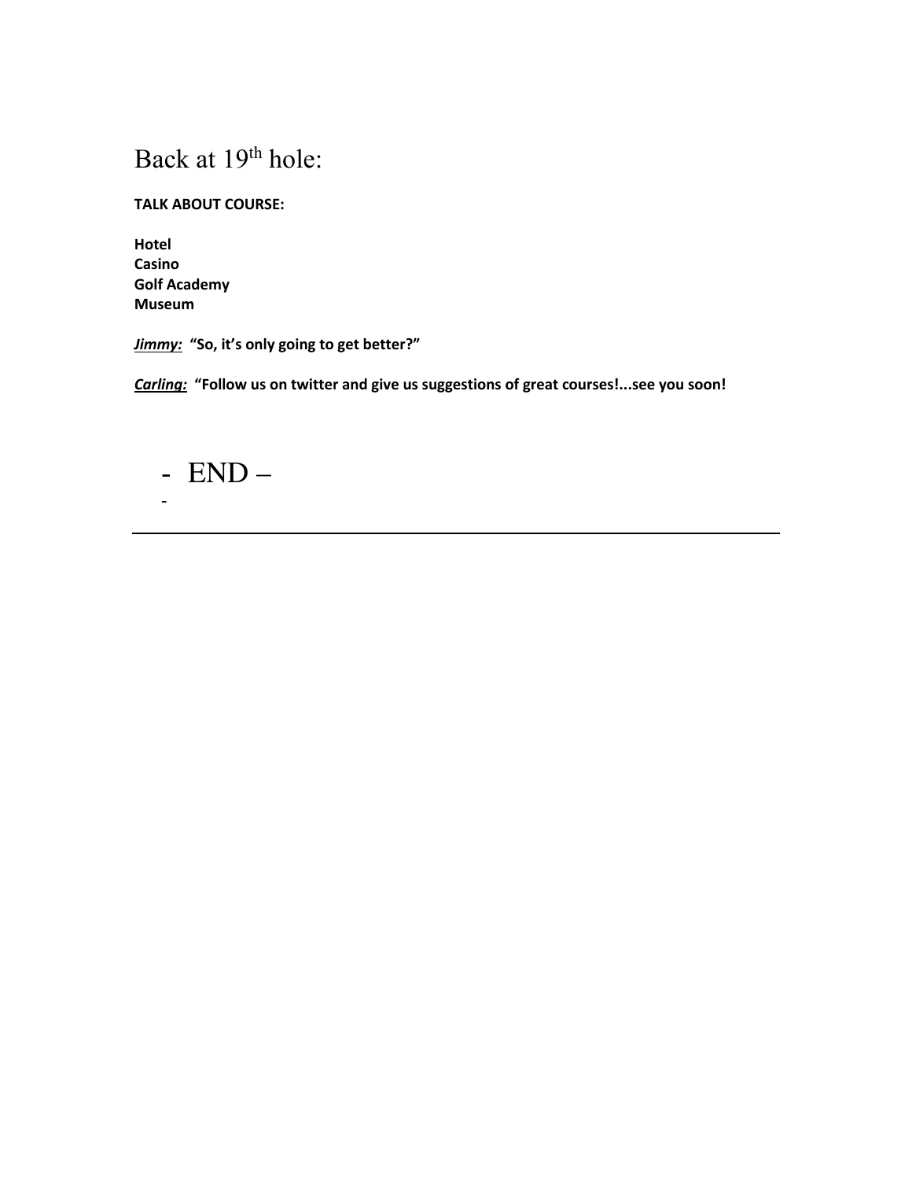# Back at 19th hole:

**TALK ABOUT COURSE:**

**Hotel**
**Casino**
**Golf Academy**
**Museum**

***Jimmy:*** **"So, it's only going to get better?"**

***Carling:*** **"Follow us on twitter and give us suggestions of great courses!...see you soon!**

- END –

-

---